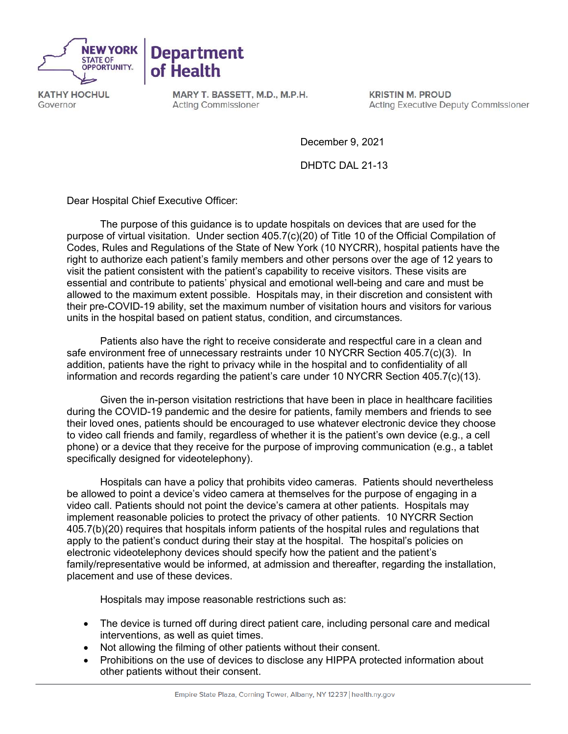**NEW YORK STATE OF OPPORTUNITY.** | **Department of Health**

**KATHY HOCHUL**
Governor

**MARY T. BASSETT, M.D., M.P.H.**
Acting Commissioner

**KRISTIN M. PROUD**
Acting Executive Deputy Commissioner

December 9, 2021

DHDTC DAL 21-13

Dear Hospital Chief Executive Officer:

The purpose of this guidance is to update hospitals on devices that are used for the purpose of virtual visitation. Under section 405.7(c)(20) of Title 10 of the Official Compilation of Codes, Rules and Regulations of the State of New York (10 NYCRR), hospital patients have the right to authorize each patient's family members and other persons over the age of 12 years to visit the patient consistent with the patient's capability to receive visitors. These visits are essential and contribute to patients' physical and emotional well-being and care and must be allowed to the maximum extent possible. Hospitals may, in their discretion and consistent with their pre-COVID-19 ability, set the maximum number of visitation hours and visitors for various units in the hospital based on patient status, condition, and circumstances.

Patients also have the right to receive considerate and respectful care in a clean and safe environment free of unnecessary restraints under 10 NYCRR Section 405.7(c)(3). In addition, patients have the right to privacy while in the hospital and to confidentiality of all information and records regarding the patient's care under 10 NYCRR Section 405.7(c)(13).

Given the in-person visitation restrictions that have been in place in healthcare facilities during the COVID-19 pandemic and the desire for patients, family members and friends to see their loved ones, patients should be encouraged to use whatever electronic device they choose to video call friends and family, regardless of whether it is the patient's own device (e.g., a cell phone) or a device that they receive for the purpose of improving communication (e.g., a tablet specifically designed for videotelephony).

Hospitals can have a policy that prohibits video cameras. Patients should nevertheless be allowed to point a device's video camera at themselves for the purpose of engaging in a video call. Patients should not point the device's camera at other patients. Hospitals may implement reasonable policies to protect the privacy of other patients. 10 NYCRR Section 405.7(b)(20) requires that hospitals inform patients of the hospital rules and regulations that apply to the patient's conduct during their stay at the hospital. The hospital's policies on electronic videotelephony devices should specify how the patient and the patient's family/representative would be informed, at admission and thereafter, regarding the installation, placement and use of these devices.

Hospitals may impose reasonable restrictions such as:

- The device is turned off during direct patient care, including personal care and medical interventions, as well as quiet times.
- Not allowing the filming of other patients without their consent.
- Prohibitions on the use of devices to disclose any HIPPA protected information about other patients without their consent.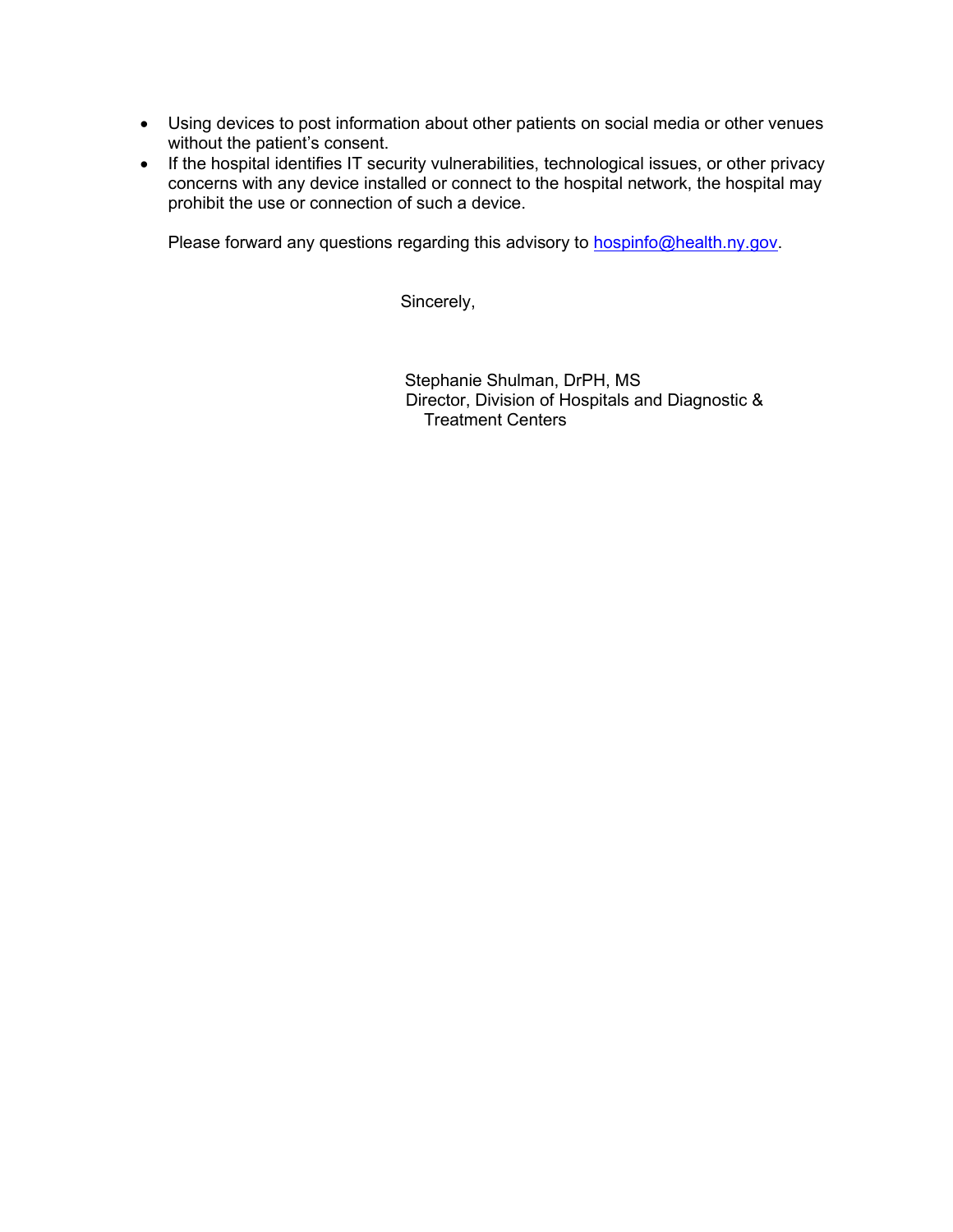- Using devices to post information about other patients on social media or other venues without the patient's consent.
- If the hospital identifies IT security vulnerabilities, technological issues, or other privacy concerns with any device installed or connect to the hospital network, the hospital may prohibit the use or connection of such a device.

Please forward any questions regarding this advisory to hospinfo@health.ny.gov.

Sincerely,

Stephanie Shulman, DrPH, MS
Director, Division of Hospitals and Diagnostic & Treatment Centers